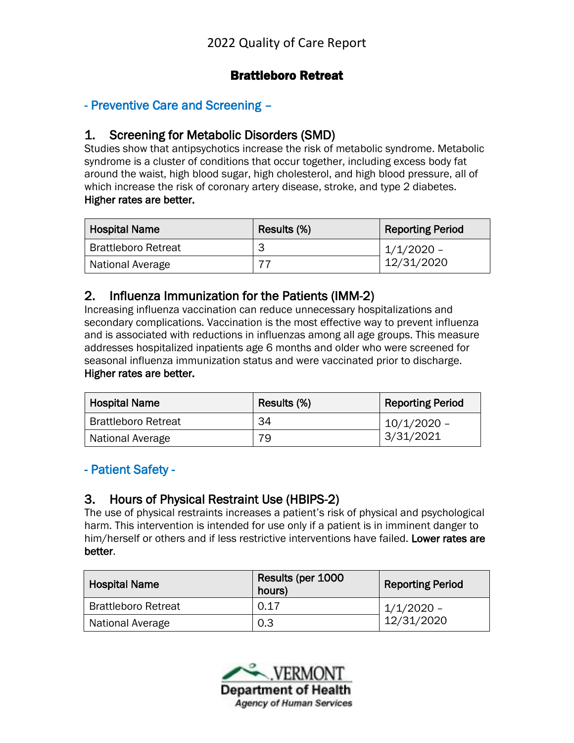2022 Quality of Care Report

# Brattleboro Retreat

## - Preventive Care and Screening –

### 1. Screening for Metabolic Disorders (SMD)

Studies show that antipsychotics increase the risk of metabolic syndrome. Metabolic syndrome is a cluster of conditions that occur together, including excess body fat around the waist, high blood sugar, high cholesterol, and high blood pressure, all of which increase the risk of coronary artery disease, stroke, and type 2 diabetes. **Higher rates are better.**

| Hospital Name | Results (%) | Reporting Period |
|---|---|---|
| Brattleboro Retreat | 3 | 1/1/2020 – 12/31/2020 |
| National Average | 77 | |

### 2. Influenza Immunization for the Patients (IMM-2)

Increasing influenza vaccination can reduce unnecessary hospitalizations and secondary complications. Vaccination is the most effective way to prevent influenza and is associated with reductions in influenzas among all age groups. This measure addresses hospitalized inpatients age 6 months and older who were screened for seasonal influenza immunization status and were vaccinated prior to discharge. **Higher rates are better.**

| Hospital Name | Results (%) | Reporting Period |
|---|---|---|
| Brattleboro Retreat | 34 | 10/1/2020 – 3/31/2021 |
| National Average | 79 | |

## - Patient Safety -

### 3. Hours of Physical Restraint Use (HBIPS-2)

The use of physical restraints increases a patient's risk of physical and psychological harm. This intervention is intended for use only if a patient is in imminent danger to him/herself or others and if less restrictive interventions have failed. **Lower rates are better**.

| Hospital Name | Results (per 1000 hours) | Reporting Period |
|---|---|---|
| Brattleboro Retreat | 0.17 | 1/1/2020 – 12/31/2020 |
| National Average | 0.3 | |

VERMONT
Department of Health
*Agency of Human Services*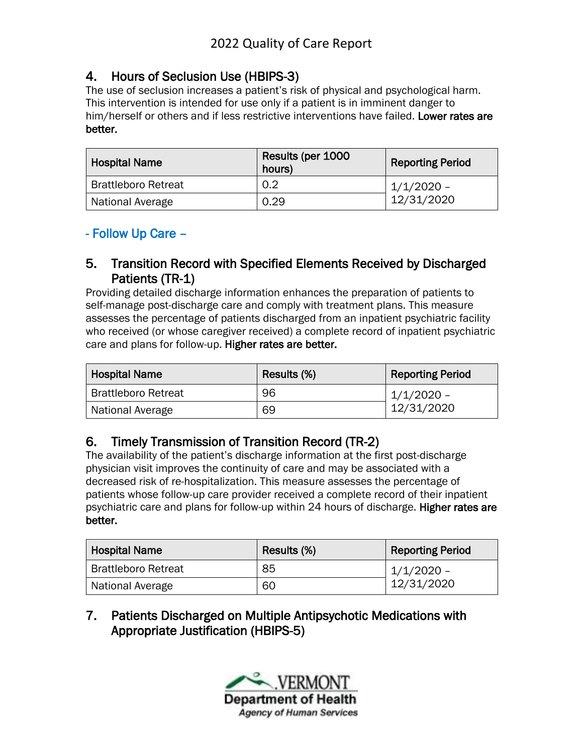## 4. Hours of Seclusion Use (HBIPS-3)

The use of seclusion increases a patient's risk of physical and psychological harm. This intervention is intended for use only if a patient is in imminent danger to him/herself or others and if less restrictive interventions have failed. **Lower rates are better.**

| Hospital Name | Results (per 1000 hours) | Reporting Period |
|---|---|---|
| Brattleboro Retreat | 0.2 | 1/1/2020 – 12/31/2020 |
| National Average | 0.29 | |

### - Follow Up Care –

## 5. Transition Record with Specified Elements Received by Discharged Patients (TR-1)

Providing detailed discharge information enhances the preparation of patients to self-manage post-discharge care and comply with treatment plans. This measure assesses the percentage of patients discharged from an inpatient psychiatric facility who received (or whose caregiver received) a complete record of inpatient psychiatric care and plans for follow-up. **Higher rates are better.**

| Hospital Name | Results (%) | Reporting Period |
|---|---|---|
| Brattleboro Retreat | 96 | 1/1/2020 – 12/31/2020 |
| National Average | 69 | |

## 6. Timely Transmission of Transition Record (TR-2)

The availability of the patient's discharge information at the first post-discharge physician visit improves the continuity of care and may be associated with a decreased risk of re-hospitalization. This measure assesses the percentage of patients whose follow-up care provider received a complete record of their inpatient psychiatric care and plans for follow-up within 24 hours of discharge. **Higher rates are better.**

| Hospital Name | Results (%) | Reporting Period |
|---|---|---|
| Brattleboro Retreat | 85 | 1/1/2020 – 12/31/2020 |
| National Average | 60 | |

## 7. Patients Discharged on Multiple Antipsychotic Medications with Appropriate Justification (HBIPS-5)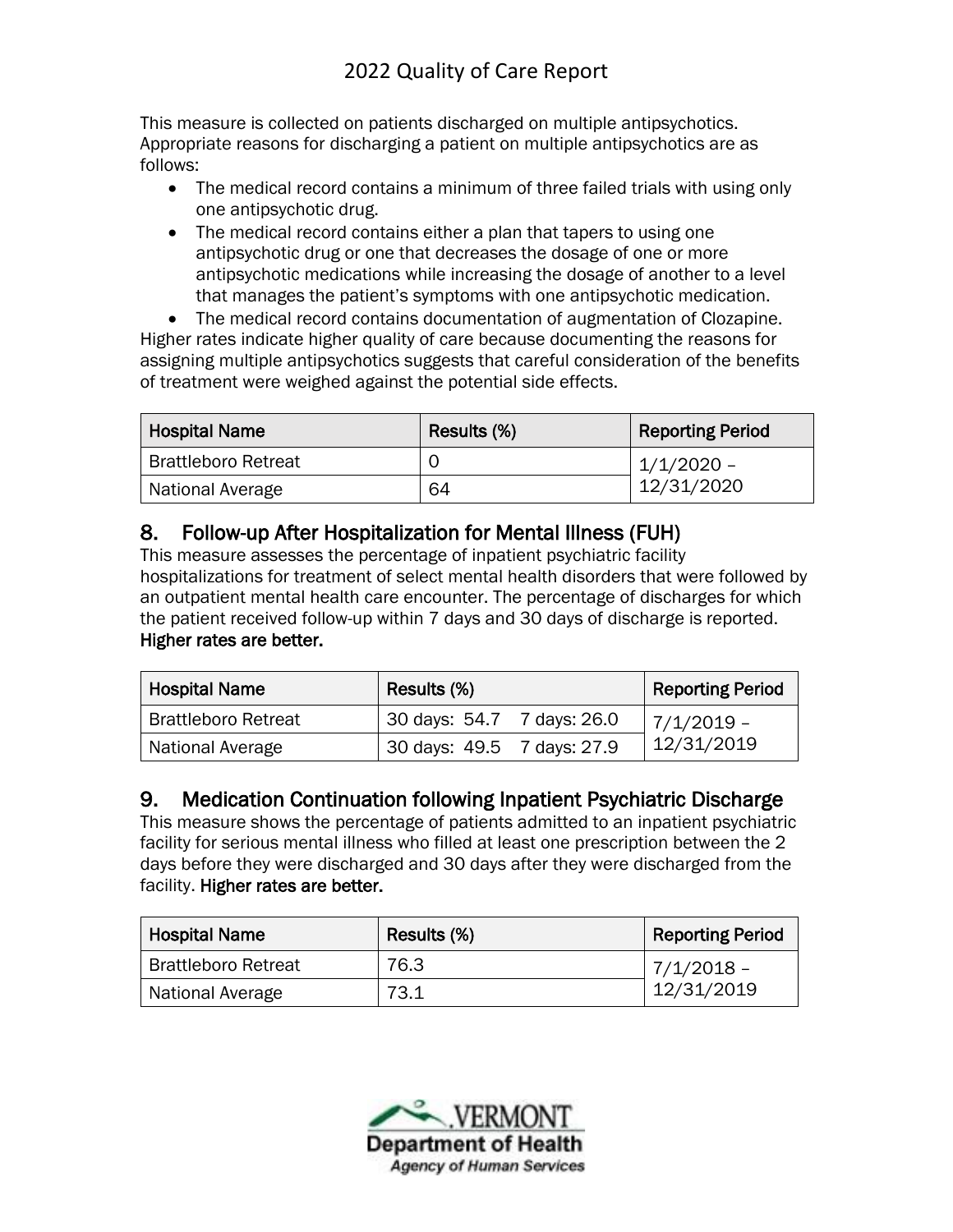This measure is collected on patients discharged on multiple antipsychotics. Appropriate reasons for discharging a patient on multiple antipsychotics are as follows:

- The medical record contains a minimum of three failed trials with using only one antipsychotic drug.
- The medical record contains either a plan that tapers to using one antipsychotic drug or one that decreases the dosage of one or more antipsychotic medications while increasing the dosage of another to a level that manages the patient's symptoms with one antipsychotic medication.
- The medical record contains documentation of augmentation of Clozapine.

Higher rates indicate higher quality of care because documenting the reasons for assigning multiple antipsychotics suggests that careful consideration of the benefits of treatment were weighed against the potential side effects.

| Hospital Name | Results (%) | Reporting Period |
|---|---|---|
| Brattleboro Retreat | 0 | 1/1/2020 – 12/31/2020 |
| National Average | 64 | |

## 8. Follow-up After Hospitalization for Mental Illness (FUH)

This measure assesses the percentage of inpatient psychiatric facility hospitalizations for treatment of select mental health disorders that were followed by an outpatient mental health care encounter. The percentage of discharges for which the patient received follow-up within 7 days and 30 days of discharge is reported. **Higher rates are better.**

| Hospital Name | Results (%) | Reporting Period |
|---|---|---|
| Brattleboro Retreat | 30 days: 54.7 7 days: 26.0 | 7/1/2019 – 12/31/2019 |
| National Average | 30 days: 49.5 7 days: 27.9 | |

## 9. Medication Continuation following Inpatient Psychiatric Discharge

This measure shows the percentage of patients admitted to an inpatient psychiatric facility for serious mental illness who filled at least one prescription between the 2 days before they were discharged and 30 days after they were discharged from the facility. **Higher rates are better.**

| Hospital Name | Results (%) | Reporting Period |
|---|---|---|
| Brattleboro Retreat | 76.3 | 7/1/2018 – 12/31/2019 |
| National Average | 73.1 | |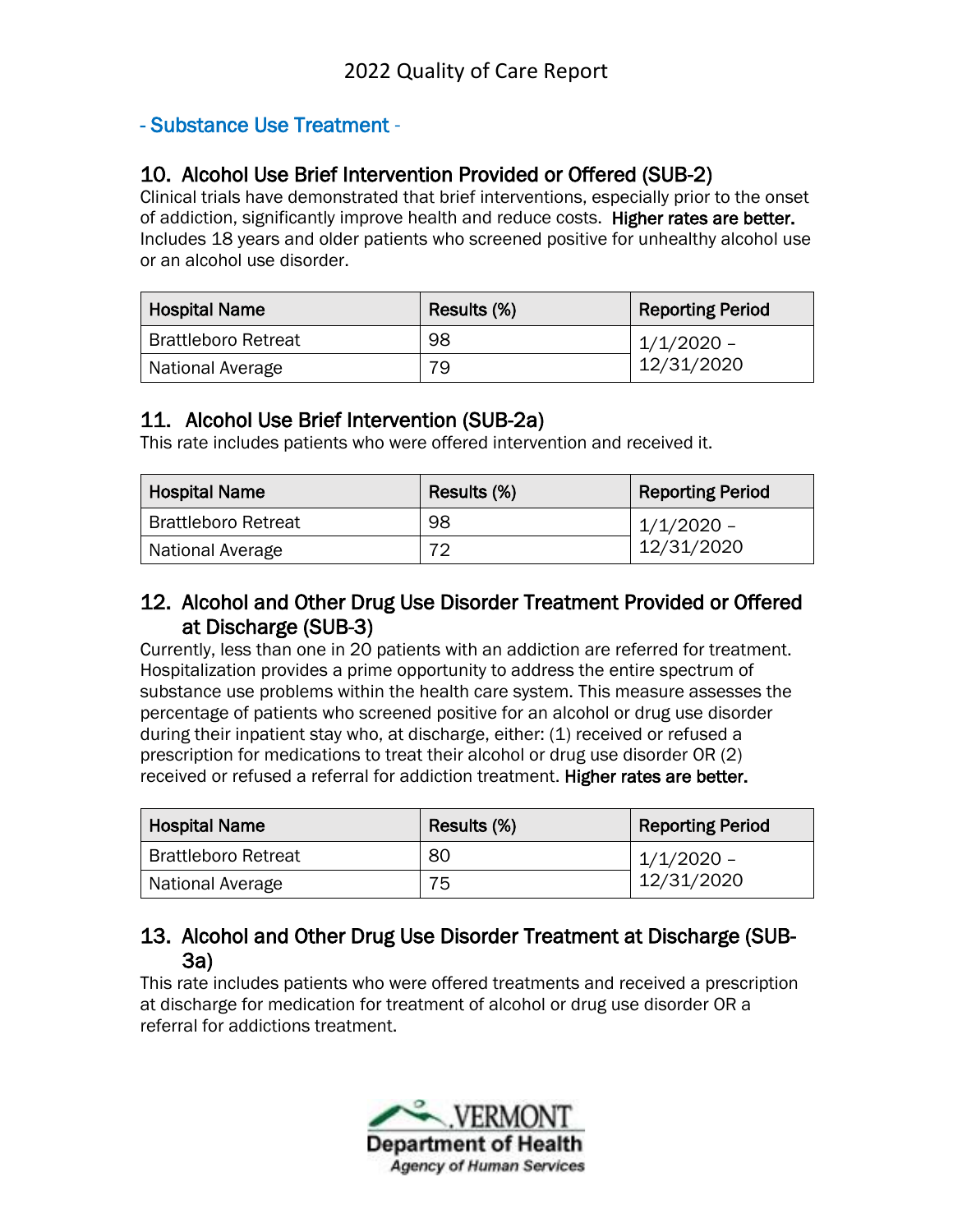- Substance Use Treatment -

## 10. Alcohol Use Brief Intervention Provided or Offered (SUB-2)

Clinical trials have demonstrated that brief interventions, especially prior to the onset of addiction, significantly improve health and reduce costs. **Higher rates are better.** Includes 18 years and older patients who screened positive for unhealthy alcohol use or an alcohol use disorder.

| Hospital Name | Results (%) | Reporting Period |
|---|---|---|
| Brattleboro Retreat | 98 | 1/1/2020 – 12/31/2020 |
| National Average | 79 | |

## 11. Alcohol Use Brief Intervention (SUB-2a)

This rate includes patients who were offered intervention and received it.

| Hospital Name | Results (%) | Reporting Period |
|---|---|---|
| Brattleboro Retreat | 98 | 1/1/2020 – 12/31/2020 |
| National Average | 72 | |

## 12. Alcohol and Other Drug Use Disorder Treatment Provided or Offered at Discharge (SUB-3)

Currently, less than one in 20 patients with an addiction are referred for treatment. Hospitalization provides a prime opportunity to address the entire spectrum of substance use problems within the health care system. This measure assesses the percentage of patients who screened positive for an alcohol or drug use disorder during their inpatient stay who, at discharge, either: (1) received or refused a prescription for medications to treat their alcohol or drug use disorder OR (2) received or refused a referral for addiction treatment. **Higher rates are better.**

| Hospital Name | Results (%) | Reporting Period |
|---|---|---|
| Brattleboro Retreat | 80 | 1/1/2020 – 12/31/2020 |
| National Average | 75 | |

## 13. Alcohol and Other Drug Use Disorder Treatment at Discharge (SUB-3a)

This rate includes patients who were offered treatments and received a prescription at discharge for medication for treatment of alcohol or drug use disorder OR a referral for addictions treatment.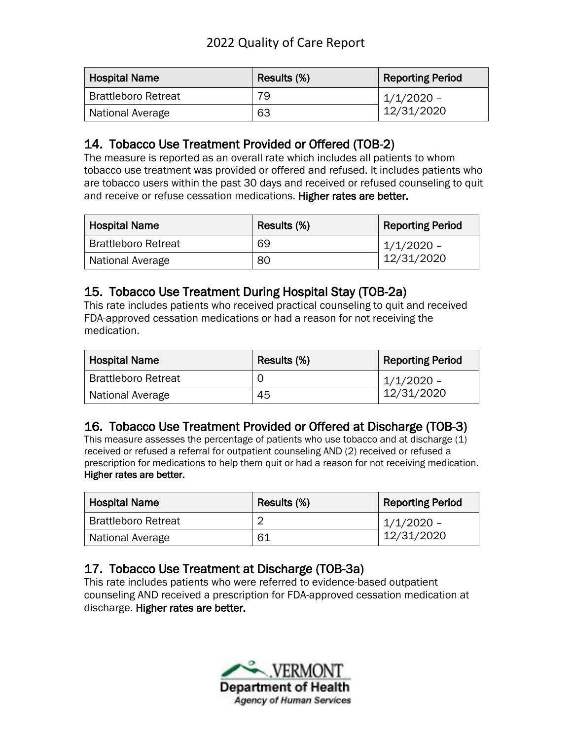| Hospital Name | Results (%) | Reporting Period |
| --- | --- | --- |
| Brattleboro Retreat | 79 | 1/1/2020 – 12/31/2020 |
| National Average | 63 | |

## 14. Tobacco Use Treatment Provided or Offered (TOB-2)

The measure is reported as an overall rate which includes all patients to whom tobacco use treatment was provided or offered and refused. It includes patients who are tobacco users within the past 30 days and received or refused counseling to quit and receive or refuse cessation medications. **Higher rates are better.**

| Hospital Name | Results (%) | Reporting Period |
| --- | --- | --- |
| Brattleboro Retreat | 69 | 1/1/2020 – 12/31/2020 |
| National Average | 80 | |

## 15. Tobacco Use Treatment During Hospital Stay (TOB-2a)

This rate includes patients who received practical counseling to quit and received FDA-approved cessation medications or had a reason for not receiving the medication.

| Hospital Name | Results (%) | Reporting Period |
| --- | --- | --- |
| Brattleboro Retreat | 0 | 1/1/2020 – 12/31/2020 |
| National Average | 45 | |

## 16. Tobacco Use Treatment Provided or Offered at Discharge (TOB-3)

This measure assesses the percentage of patients who use tobacco and at discharge (1) received or refused a referral for outpatient counseling AND (2) received or refused a prescription for medications to help them quit or had a reason for not receiving medication. **Higher rates are better.**

| Hospital Name | Results (%) | Reporting Period |
| --- | --- | --- |
| Brattleboro Retreat | 2 | 1/1/2020 – 12/31/2020 |
| National Average | 61 | |

## 17. Tobacco Use Treatment at Discharge (TOB-3a)

This rate includes patients who were referred to evidence-based outpatient counseling AND received a prescription for FDA-approved cessation medication at discharge. **Higher rates are better.**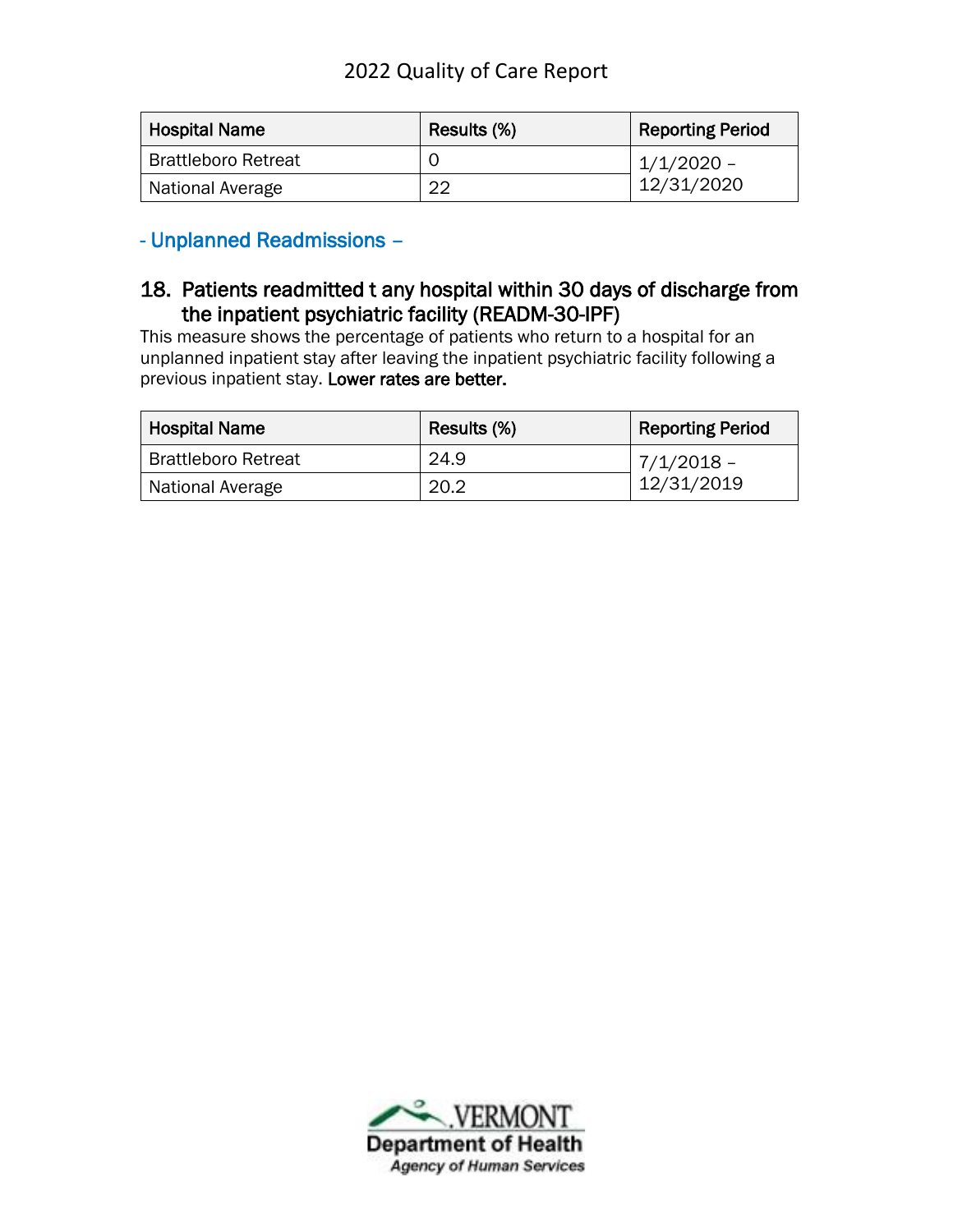| Hospital Name | Results (%) | Reporting Period |
|---|---|---|
| Brattleboro Retreat | 0 | 1/1/2020 – 12/31/2020 |
| National Average | 22 | |

## - Unplanned Readmissions –

### 18. Patients readmitted t any hospital within 30 days of discharge from the inpatient psychiatric facility (READM-30-IPF)

This measure shows the percentage of patients who return to a hospital for an unplanned inpatient stay after leaving the inpatient psychiatric facility following a previous inpatient stay. **Lower rates are better.**

| Hospital Name | Results (%) | Reporting Period |
|---|---|---|
| Brattleboro Retreat | 24.9 | 7/1/2018 – 12/31/2019 |
| National Average | 20.2 | |

VERMONT
Department of Health
*Agency of Human Services*